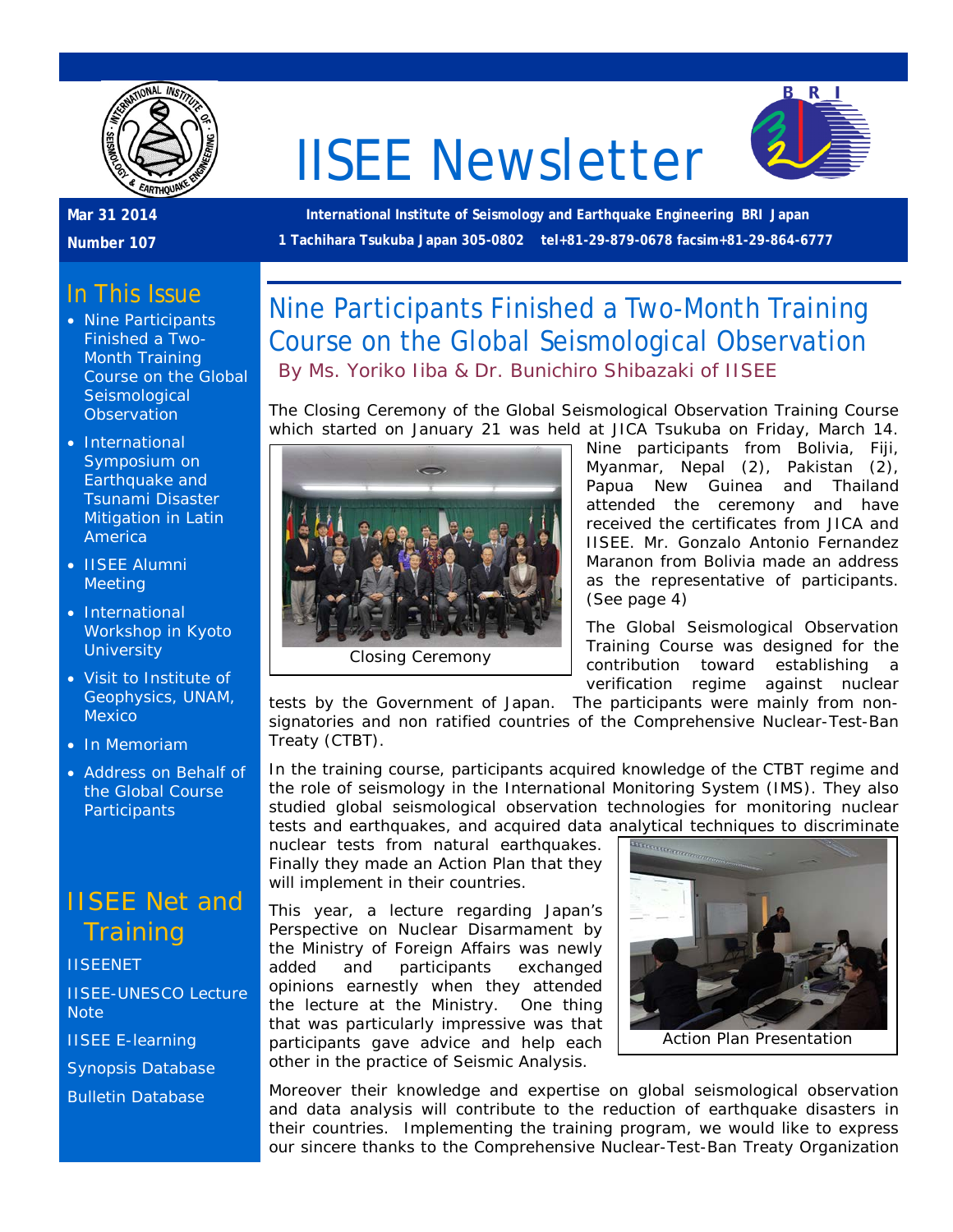# IISEE Newsletter

**Mar 31 2014**

**Number 107**

**International Institute of Seismology and Earthquake Engineering BRI Japan**

**1 Tachihara Tsukuba Japan 305-0802 tel+81-29-879-0678 facsim+81-29-864-6777**

## In This Issue

- Nine Participants Finished a Two-Month Training Course on the Global Seismological Observation
- International Symposium on Earthquake and Tsunami Disaster Mitigation in Latin America
- IISEE Alumni Meeting
- International Workshop in Kyoto University
- Visit to Institute of Geophysics, UNAM, Mexico
- In Memoriam
- Address on Behalf of the Global Course Participants

## IISEE Net and Training

IISEENET

IISEE-UNESCO Lecture Note

IISEE E-learning

Synopsis Database

Bulletin Database

## Nine Participants Finished a Two-Month Training Course on the Global Seismological Observation

By Ms. Yoriko Iiba & Dr. Bunichiro Shibazaki of IISEE

The Closing Ceremony of the Global Seismological Observation Training Course which started on January 21 was held at JICA Tsukuba on Friday, March 14. Nine participants from Bolivia, Fiji, Myanmar, Nepal (2), Pakistan (2), Papua New Guinea and Thailand attended the ceremony and have received the certificates from JICA and IISEE. Mr. Gonzalo Antonio Fernandez Maranon from Bolivia made an address as the representative of participants. (See page 4)

Closing Ceremony

The Global Seismological Observation Training Course was designed for the contribution toward establishing a verification regime against nuclear tests by the Government of Japan. The participants were mainly from non-signatories and non ratified countries of the Comprehensive Nuclear-Test-Ban Treaty (CTBT).

In the training course, participants acquired knowledge of the CTBT regime and the role of seismology in the International Monitoring System (IMS). They also studied global seismological observation technologies for monitoring nuclear tests and earthquakes, and acquired data analytical techniques to discriminate nuclear tests from natural earthquakes. Finally they made an Action Plan that they will implement in their countries.

This year, a lecture regarding Japan's Perspective on Nuclear Disarmament by the Ministry of Foreign Affairs was newly added and participants exchanged opinions earnestly when they attended the lecture at the Ministry. One thing that was particularly impressive was that participants gave advice and help each other in the practice of Seismic Analysis.

Action Plan Presentation

Moreover their knowledge and expertise on global seismological observation and data analysis will contribute to the reduction of earthquake disasters in their countries. Implementing the training program, we would like to express our sincere thanks to the Comprehensive Nuclear-Test-Ban Treaty Organization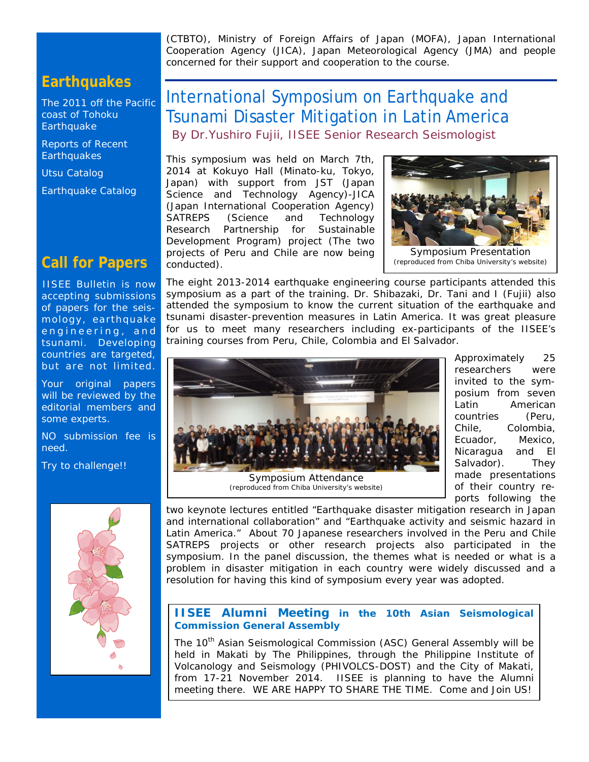(CTBTO), Ministry of Foreign Affairs of Japan (MOFA), Japan International Cooperation Agency (JICA), Japan Meteorological Agency (JMA) and people concerned for their support and cooperation to the course.

## Earthquakes

The 2011 off the Pacific coast of Tohoku Earthquake

Reports of Recent Earthquakes

Utsu Catalog

Earthquake Catalog

## Call for Papers

IISEE Bulletin is now accepting submissions of papers for the seismology, earthquake engineering, and tsunami. Developing countries are targeted, but are not limited.

Your original papers will be reviewed by the editorial members and some experts.

NO submission fee is need.

Try to challenge!!

# International Symposium on Earthquake and Tsunami Disaster Mitigation in Latin America

By Dr.Yushiro Fujii, IISEE Senior Research Seismologist

This symposium was held on March 7th, 2014 at Kokuyo Hall (Minato-ku, Tokyo, Japan) with support from JST (Japan Science and Technology Agency)-JICA (Japan International Cooperation Agency) SATREPS (Science and Technology Research Partnership for Sustainable Development Program) project (The two projects of Peru and Chile are now being conducted).

Symposium Presentation
(reproduced from Chiba University's website)

The eight 2013-2014 earthquake engineering course participants attended this symposium as a part of the training. Dr. Shibazaki, Dr. Tani and I (Fujii) also attended the symposium to know the current situation of the earthquake and tsunami disaster-prevention measures in Latin America. It was great pleasure for us to meet many researchers including ex-participants of the IISEE's training courses from Peru, Chile, Colombia and El Salvador.

Symposium Attendance
(reproduced from Chiba University's website)

Approximately 25 researchers were invited to the symposium from seven Latin American countries (Peru, Chile, Colombia, Ecuador, Mexico, Nicaragua and El Salvador). They made presentations of their country reports following the two keynote lectures entitled "Earthquake disaster mitigation research in Japan and international collaboration" and "Earthquake activity and seismic hazard in Latin America." About 70 Japanese researchers involved in the Peru and Chile SATREPS projects or other research projects also participated in the symposium. In the panel discussion, the themes what is needed or what is a problem in disaster mitigation in each country were widely discussed and a resolution for having this kind of symposium every year was adopted.

### IISEE Alumni Meeting in the 10th Asian Seismological Commission General Assembly

The 10th Asian Seismological Commission (ASC) General Assembly will be held in Makati by The Philippines, through the Philippine Institute of Volcanology and Seismology (PHIVOLCS-DOST) and the City of Makati, from 17-21 November 2014. IISEE is planning to have the Alumni meeting there. WE ARE HAPPY TO SHARE THE TIME. Come and Join US!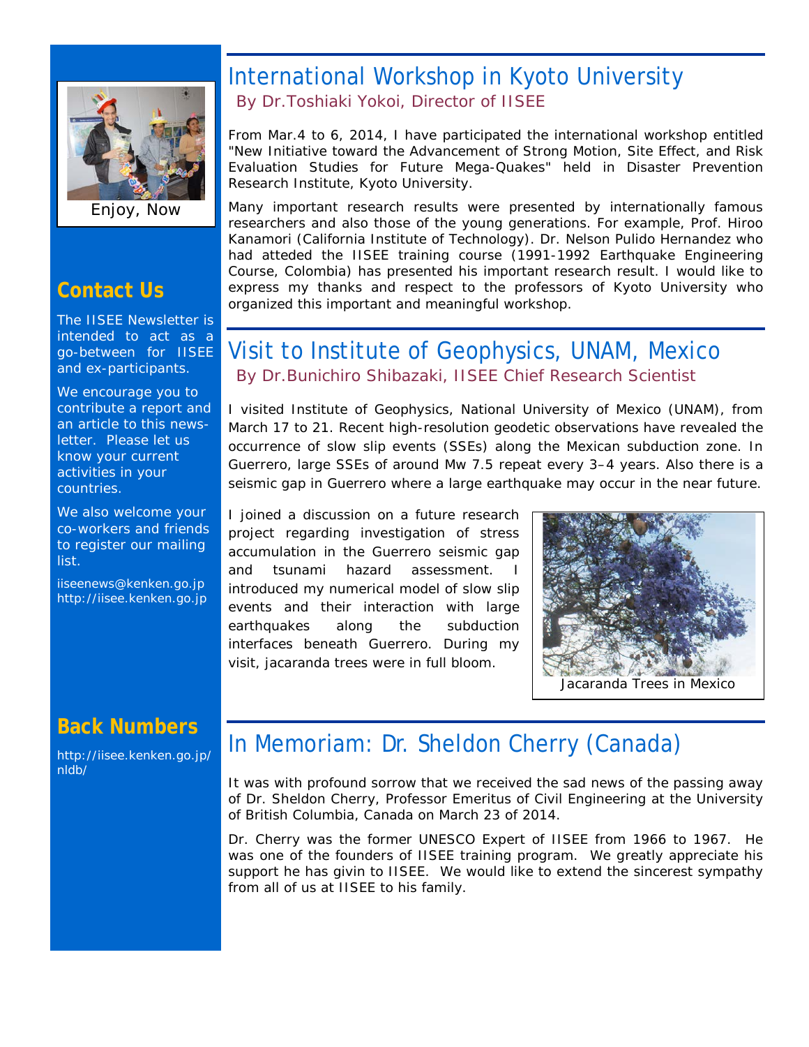Enjoy, Now

## Contact Us

The IISEE Newsletter is intended to act as a go-between for IISEE and ex-participants.

We encourage you to contribute a report and an article to this newsletter. Please let us know your current activities in your countries.

We also welcome your co-workers and friends to register our mailing list.

iiseenews@kenken.go.jp
http://iisee.kenken.go.jp

## Back Numbers

http://iisee.kenken.go.jp/nldb/

## International Workshop in Kyoto University

By Dr.Toshiaki Yokoi, Director of IISEE

From Mar.4 to 6, 2014, I have participated the international workshop entitled "New Initiative toward the Advancement of Strong Motion, Site Effect, and Risk Evaluation Studies for Future Mega-Quakes" held in Disaster Prevention Research Institute, Kyoto University.

Many important research results were presented by internationally famous researchers and also those of the young generations. For example, Prof. Hiroo Kanamori (California Institute of Technology). Dr. Nelson Pulido Hernandez who had atteded the IISEE training course (1991-1992 Earthquake Engineering Course, Colombia) has presented his important research result. I would like to express my thanks and respect to the professors of Kyoto University who organized this important and meaningful workshop.

## Visit to Institute of Geophysics, UNAM, Mexico

By Dr.Bunichiro Shibazaki, IISEE Chief Research Scientist

I visited Institute of Geophysics, National University of Mexico (UNAM), from March 17 to 21. Recent high-resolution geodetic observations have revealed the occurrence of slow slip events (SSEs) along the Mexican subduction zone. In Guerrero, large SSEs of around Mw 7.5 repeat every 3–4 years. Also there is a seismic gap in Guerrero where a large earthquake may occur in the near future.

I joined a discussion on a future research project regarding investigation of stress accumulation in the Guerrero seismic gap and tsunami hazard assessment. I introduced my numerical model of slow slip events and their interaction with large earthquakes along the subduction interfaces beneath Guerrero. During my visit, jacaranda trees were in full bloom.

Jacaranda Trees in Mexico

## In Memoriam: Dr. Sheldon Cherry (Canada)

It was with profound sorrow that we received the sad news of the passing away of Dr. Sheldon Cherry, Professor Emeritus of Civil Engineering at the University of British Columbia, Canada on March 23 of 2014.

Dr. Cherry was the former UNESCO Expert of IISEE from 1966 to 1967. He was one of the founders of IISEE training program. We greatly appreciate his support he has givin to IISEE. We would like to extend the sincerest sympathy from all of us at IISEE to his family.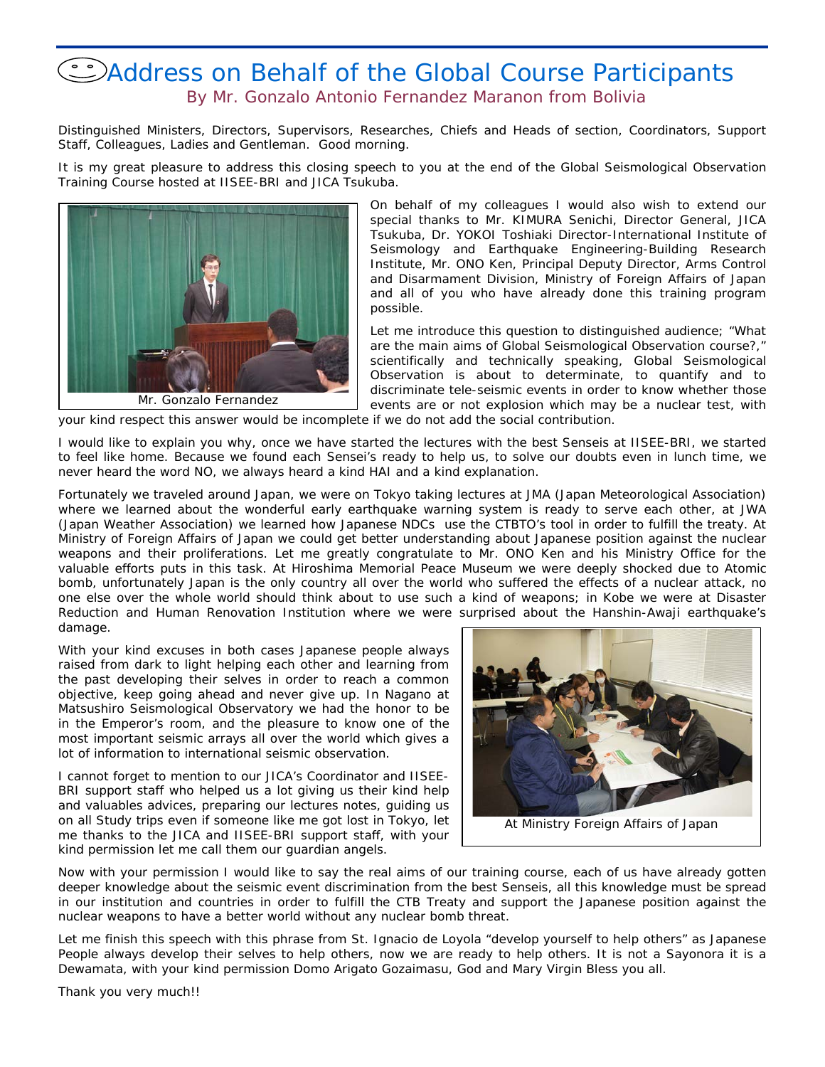# Address on Behalf of the Global Course Participants

By Mr. Gonzalo Antonio Fernandez Maranon from Bolivia

Distinguished Ministers, Directors, Supervisors, Researches, Chiefs and Heads of section, Coordinators, Support Staff, Colleagues, Ladies and Gentleman. Good morning.

It is my great pleasure to address this closing speech to you at the end of the Global Seismological Observation Training Course hosted at IISEE-BRI and JICA Tsukuba.

Mr. Gonzalo Fernandez

On behalf of my colleagues I would also wish to extend our special thanks to Mr. KIMURA Senichi, Director General, JICA Tsukuba, Dr. YOKOI Toshiaki Director-International Institute of Seismology and Earthquake Engineering-Building Research Institute, Mr. ONO Ken, Principal Deputy Director, Arms Control and Disarmament Division, Ministry of Foreign Affairs of Japan and all of you who have already done this training program possible.

Let me introduce this question to distinguished audience; "What are the main aims of Global Seismological Observation course?," scientifically and technically speaking, Global Seismological Observation is about to determinate, to quantify and to discriminate tele-seismic events in order to know whether those events are or not explosion which may be a nuclear test, with your kind respect this answer would be incomplete if we do not add the social contribution.

I would like to explain you why, once we have started the lectures with the best Senseis at IISEE-BRI, we started to feel like home. Because we found each Sensei's ready to help us, to solve our doubts even in lunch time, we never heard the word NO, we always heard a kind HAI and a kind explanation.

Fortunately we traveled around Japan, we were on Tokyo taking lectures at JMA (Japan Meteorological Association) where we learned about the wonderful early earthquake warning system is ready to serve each other, at JWA (Japan Weather Association) we learned how Japanese NDCs use the CTBTO's tool in order to fulfill the treaty. At Ministry of Foreign Affairs of Japan we could get better understanding about Japanese position against the nuclear weapons and their proliferations. Let me greatly congratulate to Mr. ONO Ken and his Ministry Office for the valuable efforts puts in this task. At Hiroshima Memorial Peace Museum we were deeply shocked due to Atomic bomb, unfortunately Japan is the only country all over the world who suffered the effects of a nuclear attack, no one else over the whole world should think about to use such a kind of weapons; in Kobe we were at Disaster Reduction and Human Renovation Institution where we were surprised about the Hanshin-Awaji earthquake's damage.

With your kind excuses in both cases Japanese people always raised from dark to light helping each other and learning from the past developing their selves in order to reach a common objective, keep going ahead and never give up. In Nagano at Matsushiro Seismological Observatory we had the honor to be in the Emperor's room, and the pleasure to know one of the most important seismic arrays all over the world which gives a lot of information to international seismic observation.

I cannot forget to mention to our JICA's Coordinator and IISEE-BRI support staff who helped us a lot giving us their kind help and valuables advices, preparing our lectures notes, guiding us on all Study trips even if someone like me got lost in Tokyo, let me thanks to the JICA and IISEE-BRI support staff, with your kind permission let me call them our guardian angels.

At Ministry Foreign Affairs of Japan

Now with your permission I would like to say the real aims of our training course, each of us have already gotten deeper knowledge about the seismic event discrimination from the best Senseis, all this knowledge must be spread in our institution and countries in order to fulfill the CTB Treaty and support the Japanese position against the nuclear weapons to have a better world without any nuclear bomb threat.

Let me finish this speech with this phrase from St. Ignacio de Loyola "develop yourself to help others" as Japanese People always develop their selves to help others, now we are ready to help others. It is not a Sayonora it is a Dewamata, with your kind permission Domo Arigato Gozaimasu, God and Mary Virgin Bless you all.

Thank you very much!!